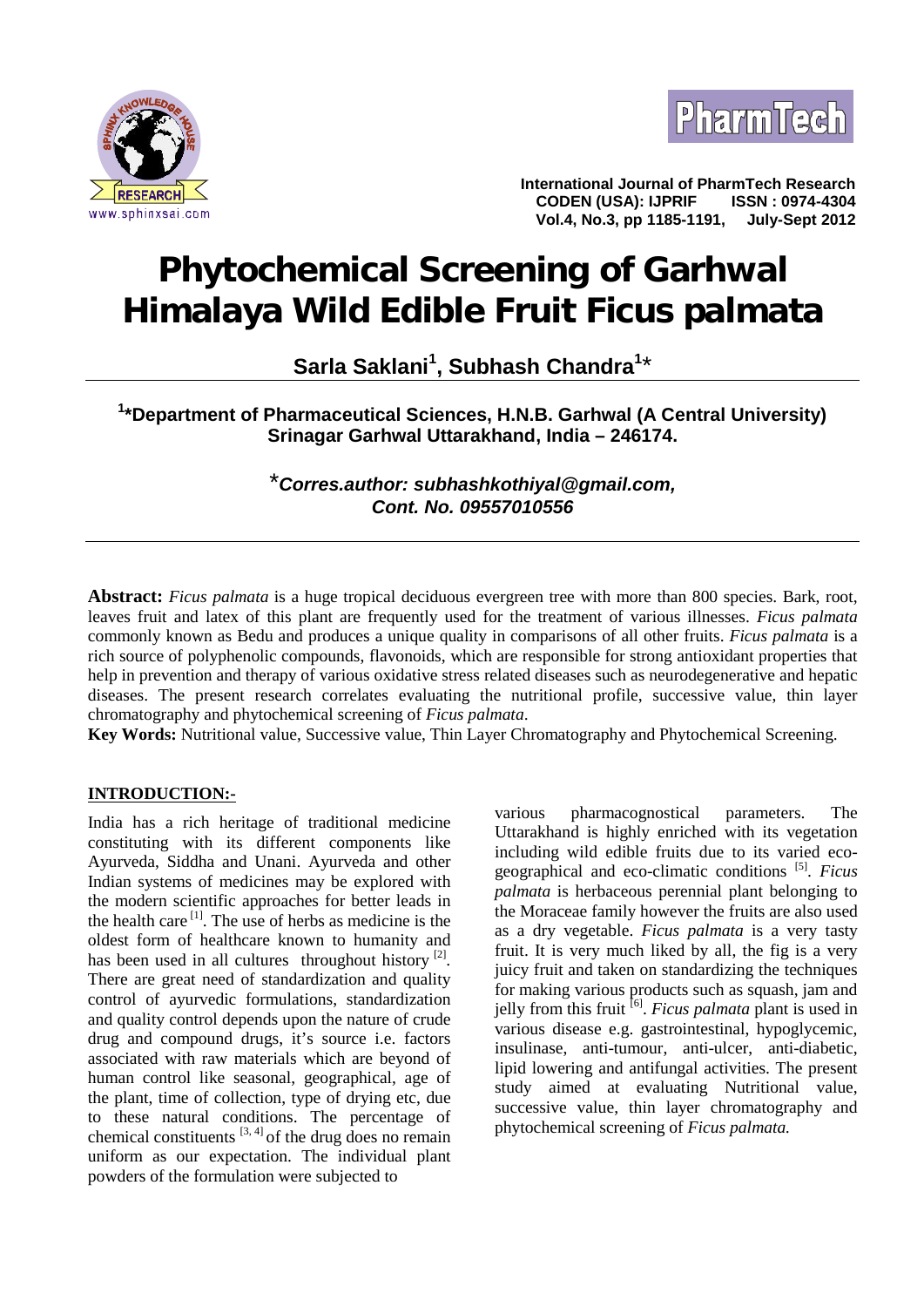# Phytochemical Screening of Garhwal Himalaya Wild Edible Fruit Ficus palmata

**Sarla Saklani[1], Subhash Chandra[1]\***

**[1]\*Department of Pharmaceutical Sciences, H.N.B. Garhwal (A Central University) Srinagar Garhwal Uttarakhand, India – 246174.**

*\*Corres.author: subhashkothiyal@gmail.com, Cont. No. 09557010556*

---

**Abstract:** *Ficus palmata* is a huge tropical deciduous evergreen tree with more than 800 species. Bark, root, leaves fruit and latex of this plant are frequently used for the treatment of various illnesses. *Ficus palmata* commonly known as Bedu and produces a unique quality in comparisons of all other fruits. *Ficus palmata* is a rich source of polyphenolic compounds, flavonoids, which are responsible for strong antioxidant properties that help in prevention and therapy of various oxidative stress related diseases such as neurodegenerative and hepatic diseases. The present research correlates evaluating the nutritional profile, successive value, thin layer chromatography and phytochemical screening of *Ficus palmata*.

**Key Words:** Nutritional value, Successive value, Thin Layer Chromatography and Phytochemical Screening.

## INTRODUCTION:-

India has a rich heritage of traditional medicine constituting with its different components like Ayurveda, Siddha and Unani. Ayurveda and other Indian systems of medicines may be explored with the modern scientific approaches for better leads in the health care [1]. The use of herbs as medicine is the oldest form of healthcare known to humanity and has been used in all cultures throughout history [2]. There are great need of standardization and quality control of ayurvedic formulations, standardization and quality control depends upon the nature of crude drug and compound drugs, it's source i.e. factors associated with raw materials which are beyond of human control like seasonal, geographical, age of the plant, time of collection, type of drying etc, due to these natural conditions. The percentage of chemical constituents [3, 4] of the drug does no remain uniform as our expectation. The individual plant powders of the formulation were subjected to various pharmacognostical parameters. The Uttarakhand is highly enriched with its vegetation including wild edible fruits due to its varied eco-geographical and eco-climatic conditions [5]. *Ficus palmata* is herbaceous perennial plant belonging to the Moraceae family however the fruits are also used as a dry vegetable. *Ficus palmata* is a very tasty fruit. It is very much liked by all, the fig is a very juicy fruit and taken on standardizing the techniques for making various products such as squash, jam and jelly from this fruit [6]. *Ficus palmata* plant is used in various disease e.g. gastrointestinal, hypoglycemic, insulinase, anti-tumour, anti-ulcer, anti-diabetic, lipid lowering and antifungal activities. The present study aimed at evaluating Nutritional value, successive value, thin layer chromatography and phytochemical screening of *Ficus palmata.*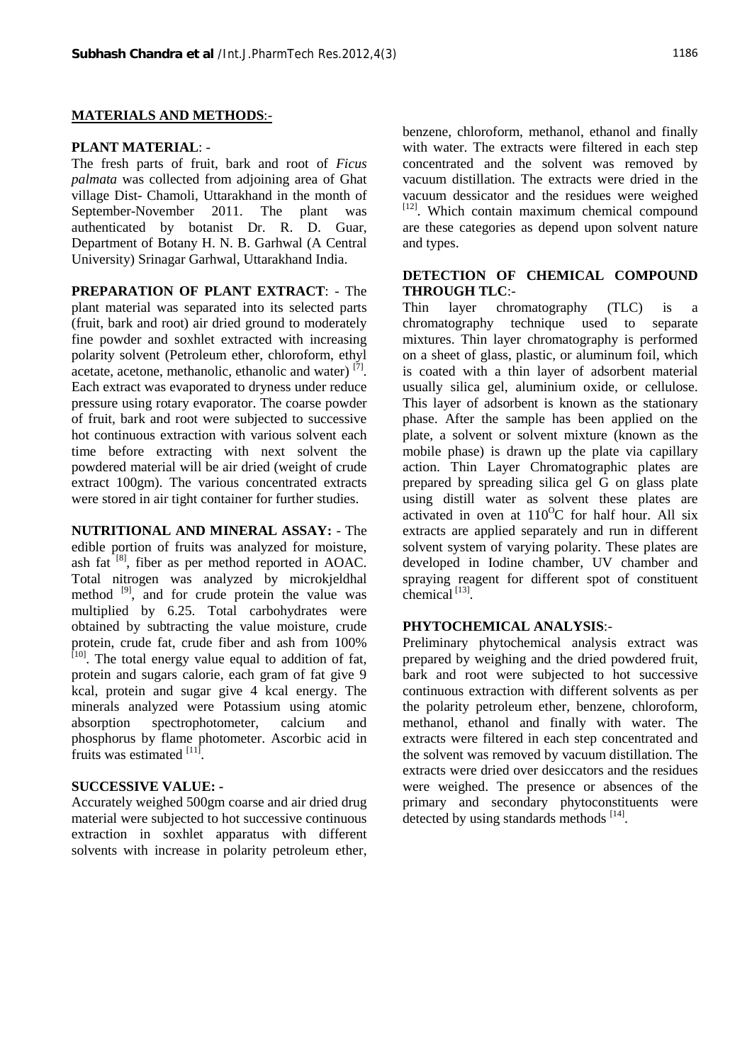## MATERIALS AND METHODS:-

**PLANT MATERIAL**: -

The fresh parts of fruit, bark and root of *Ficus palmata* was collected from adjoining area of Ghat village Dist- Chamoli, Uttarakhand in the month of September-November 2011. The plant was authenticated by botanist Dr. R. D. Guar, Department of Botany H. N. B. Garhwal (A Central University) Srinagar Garhwal, Uttarakhand India.

**PREPARATION OF PLANT EXTRACT**: - The plant material was separated into its selected parts (fruit, bark and root) air dried ground to moderately fine powder and soxhlet extracted with increasing polarity solvent (Petroleum ether, chloroform, ethyl acetate, acetone, methanolic, ethanolic and water) [7]. Each extract was evaporated to dryness under reduce pressure using rotary evaporator. The coarse powder of fruit, bark and root were subjected to successive hot continuous extraction with various solvent each time before extracting with next solvent the powdered material will be air dried (weight of crude extract 100gm). The various concentrated extracts were stored in air tight container for further studies.

**NUTRITIONAL AND MINERAL ASSAY:** - The edible portion of fruits was analyzed for moisture, ash fat [8], fiber as per method reported in AOAC. Total nitrogen was analyzed by microkjeldhal method [9], and for crude protein the value was multiplied by 6.25. Total carbohydrates were obtained by subtracting the value moisture, crude protein, crude fat, crude fiber and ash from 100% [10]. The total energy value equal to addition of fat, protein and sugars calorie, each gram of fat give 9 kcal, protein and sugar give 4 kcal energy. The minerals analyzed were Potassium using atomic absorption spectrophotometer, calcium and phosphorus by flame photometer. Ascorbic acid in fruits was estimated [11].

**SUCCESSIVE VALUE: -**

Accurately weighed 500gm coarse and air dried drug material were subjected to hot successive continuous extraction in soxhlet apparatus with different solvents with increase in polarity petroleum ether, benzene, chloroform, methanol, ethanol and finally with water. The extracts were filtered in each step concentrated and the solvent was removed by vacuum distillation. The extracts were dried in the vacuum dessicator and the residues were weighed [12]. Which contain maximum chemical compound are these categories as depend upon solvent nature and types.

**DETECTION OF CHEMICAL COMPOUND THROUGH TLC**:-

Thin layer chromatography (TLC) is a chromatography technique used to separate mixtures. Thin layer chromatography is performed on a sheet of glass, plastic, or aluminum foil, which is coated with a thin layer of adsorbent material usually silica gel, aluminium oxide, or cellulose. This layer of adsorbent is known as the stationary phase. After the sample has been applied on the plate, a solvent or solvent mixture (known as the mobile phase) is drawn up the plate via capillary action. Thin Layer Chromatographic plates are prepared by spreading silica gel G on glass plate using distill water as solvent these plates are activated in oven at 110$^{O}$C for half hour. All six extracts are applied separately and run in different solvent system of varying polarity. These plates are developed in Iodine chamber, UV chamber and spraying reagent for different spot of constituent chemical [13].

**PHYTOCHEMICAL ANALYSIS**:-

Preliminary phytochemical analysis extract was prepared by weighing and the dried powdered fruit, bark and root were subjected to hot successive continuous extraction with different solvents as per the polarity petroleum ether, benzene, chloroform, methanol, ethanol and finally with water. The extracts were filtered in each step concentrated and the solvent was removed by vacuum distillation. The extracts were dried over desiccators and the residues were weighed. The presence or absences of the primary and secondary phytoconstituents were detected by using standards methods [14].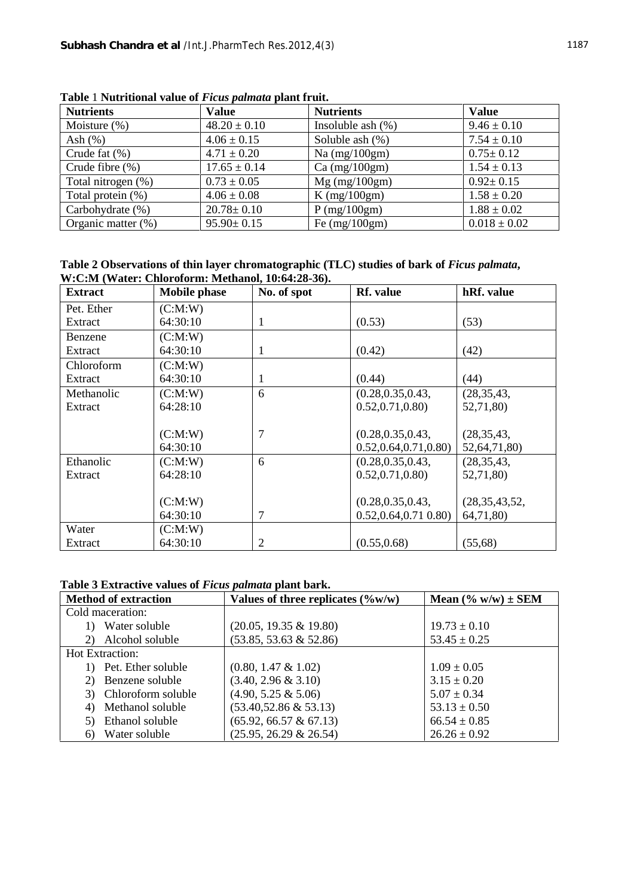**Table** 1 **Nutritional value of** ***Ficus palmata*** **plant fruit.**

| Nutrients | Value | Nutrients | Value |
|---|---|---|---|
| Moisture (%) | 48.20 ± 0.10 | Insoluble ash (%) | 9.46 ± 0.10 |
| Ash (%) | 4.06 ± 0.15 | Soluble ash (%) | 7.54 ± 0.10 |
| Crude fat (%) | 4.71 ± 0.20 | Na (mg/100gm) | 0.75± 0.12 |
| Crude fibre (%) | 17.65 ± 0.14 | Ca (mg/100gm) | 1.54 ± 0.13 |
| Total nitrogen (%) | 0.73 ± 0.05 | Mg (mg/100gm) | 0.92± 0.15 |
| Total protein (%) | 4.06 ± 0.08 | K (mg/100gm) | 1.58 ± 0.20 |
| Carbohydrate (%) | 20.78± 0.10 | P (mg/100gm) | 1.88 ± 0.02 |
| Organic matter (%) | 95.90± 0.15 | Fe (mg/100gm) | 0.018 ± 0.02 |

**Table 2 Observations of thin layer chromatographic (TLC) studies of bark of** ***Ficus palmata*****, W:C:M (Water: Chloroform: Methanol, 10:64:28-36).**

| Extract | Mobile phase | No. of spot | Rf. value | hRf. value |
|---|---|---|---|---|
| Pet. Ether Extract | (C:M:W) 64:30:10 | 1 | (0.53) | (53) |
| Benzene Extract | (C:M:W) 64:30:10 | 1 | (0.42) | (42) |
| Chloroform Extract | (C:M:W) 64:30:10 | 1 | (0.44) | (44) |
| Methanolic Extract | (C:M:W) 64:28:10 | 6 | (0.28,0.35,0.43, 0.52,0.71,0.80) | (28,35,43, 52,71,80) |
| | (C:M:W) 64:30:10 | 7 | (0.28,0.35,0.43, 0.52,0.64,0.71,0.80) | (28,35,43, 52,64,71,80) |
| Ethanolic Extract | (C:M:W) 64:28:10 | 6 | (0.28,0.35,0.43, 0.52,0.71,0.80) | (28,35,43, 52,71,80) |
| | (C:M:W) 64:30:10 | 7 | (0.28,0.35,0.43, 0.52,0.64,0.71 0.80) | (28,35,43,52, 64,71,80) |
| Water Extract | (C:M:W) 64:30:10 | 2 | (0.55,0.68) | (55,68) |

**Table 3 Extractive values of** ***Ficus palmata*** **plant bark.**

| Method of extraction | Values of three replicates (%w/w) | Mean (% w/w) ± SEM |
|---|---|---|
| Cold maceration: | | |
| 1) Water soluble | (20.05, 19.35 & 19.80) | 19.73 ± 0.10 |
| 2) Alcohol soluble | (53.85, 53.63 & 52.86) | 53.45 ± 0.25 |
| Hot Extraction: | | |
| 1) Pet. Ether soluble | (0.80, 1.47 & 1.02) | 1.09 ± 0.05 |
| 2) Benzene soluble | (3.40, 2.96 & 3.10) | 3.15 ± 0.20 |
| 3) Chloroform soluble | (4.90, 5.25 & 5.06) | 5.07 ± 0.34 |
| 4) Methanol soluble | (53.40,52.86 & 53.13) | 53.13 ± 0.50 |
| 5) Ethanol soluble | (65.92, 66.57 & 67.13) | 66.54 ± 0.85 |
| 6) Water soluble | (25.95, 26.29 & 26.54) | 26.26 ± 0.92 |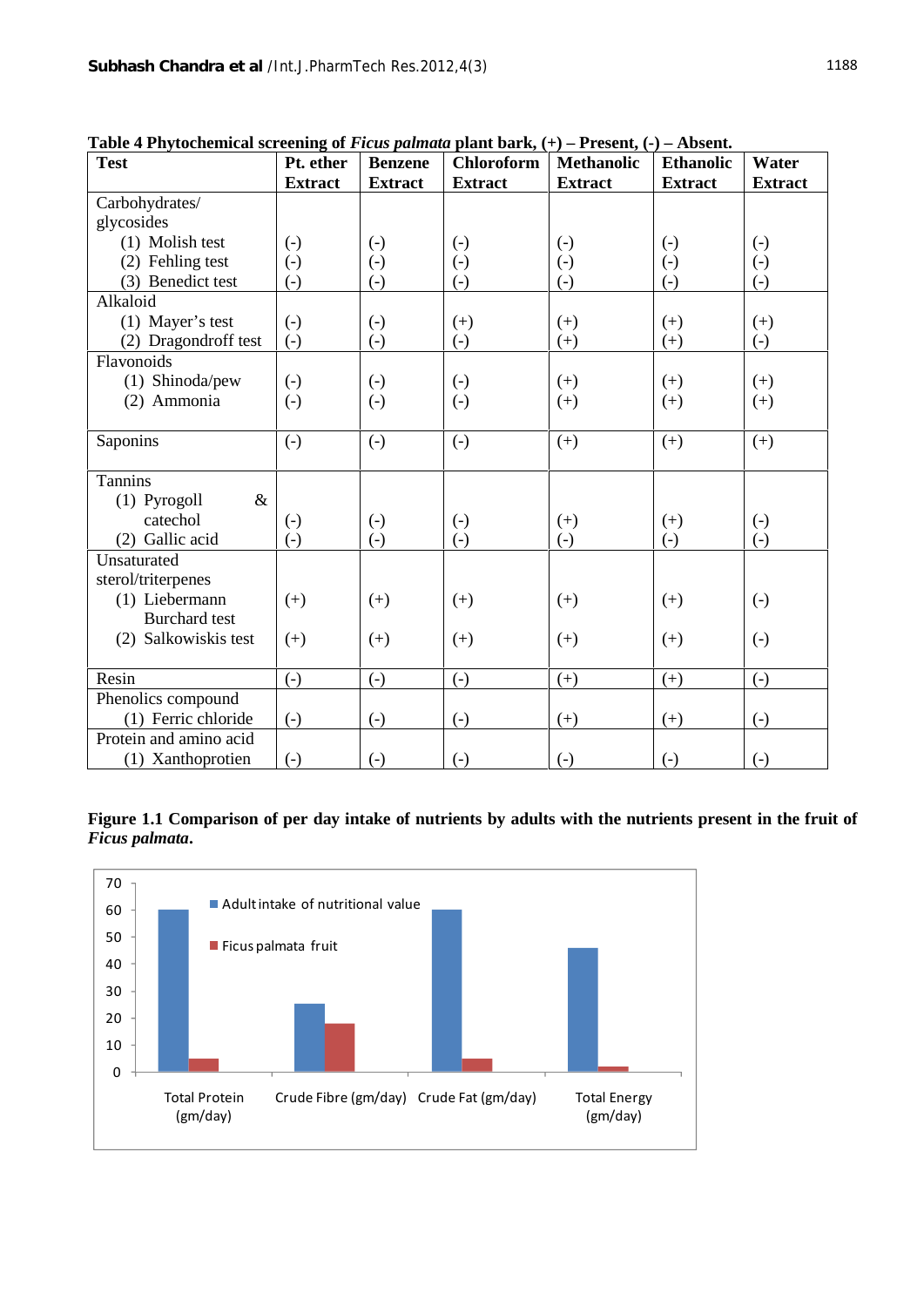**Table 4 Phytochemical screening of *Ficus palmata* plant bark, (+) – Present, (-) – Absent.**

| Test | Pt. ether Extract | Benzene Extract | Chloroform Extract | Methanolic Extract | Ethanolic Extract | Water Extract |
|---|---|---|---|---|---|---|
| Carbohydrates/ glycosides | | | | | | |
| (1) Molish test | (-) | (-) | (-) | (-) | (-) | (-) |
| (2) Fehling test | (-) | (-) | (-) | (-) | (-) | (-) |
| (3) Benedict test | (-) | (-) | (-) | (-) | (-) | (-) |
| Alkaloid | | | | | | |
| (1) Mayer's test | (-) | (-) | (+) | (+) | (+) | (+) |
| (2) Dragondroff test | (-) | (-) | (-) | (+) | (+) | (-) |
| Flavonoids | | | | | | |
| (1) Shinoda/pew | (-) | (-) | (-) | (+) | (+) | (+) |
| (2) Ammonia | (-) | (-) | (-) | (+) | (+) | (+) |
| Saponins | (-) | (-) | (-) | (+) | (+) | (+) |
| Tannins | | | | | | |
| (1) Pyrogoll & catechol | (-) | (-) | (-) | (+) | (+) | (-) |
| (2) Gallic acid | (-) | (-) | (-) | (-) | (-) | (-) |
| Unsaturated sterol/triterpenes | | | | | | |
| (1) Liebermann Burchard test | (+) | (+) | (+) | (+) | (+) | (-) |
| (2) Salkowiskis test | (+) | (+) | (+) | (+) | (+) | (-) |
| Resin | (-) | (-) | (-) | (+) | (+) | (-) |
| Phenolics compound | | | | | | |
| (1) Ferric chloride | (-) | (-) | (-) | (+) | (+) | (-) |
| Protein and amino acid | | | | | | |
| (1) Xanthoprotien | (-) | (-) | (-) | (-) | (-) | (-) |

**Figure 1.1 Comparison of per day intake of nutrients by adults with the nutrients present in the fruit of *Ficus palmata*.**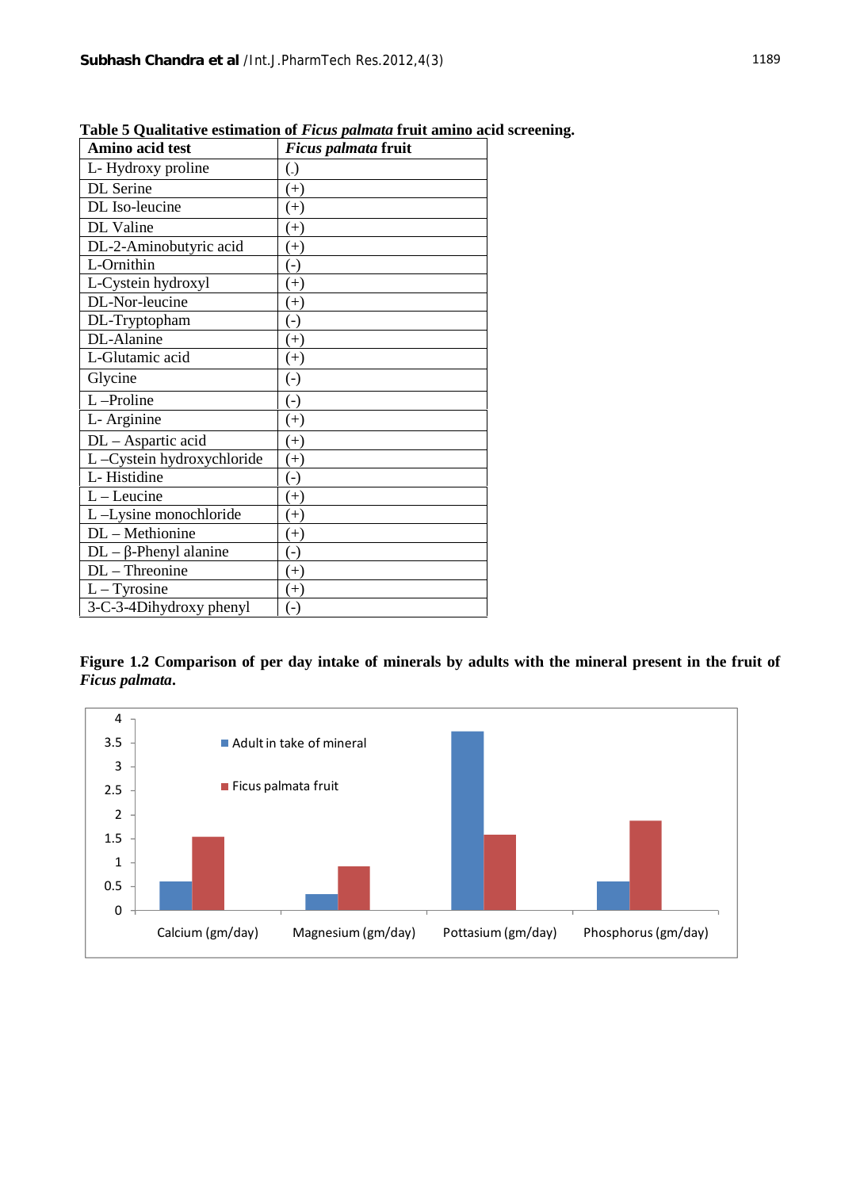**Table 5 Qualitative estimation of *Ficus palmata* fruit amino acid screening.**

| Amino acid test | *Ficus palmata* fruit |
|---|---|
| L- Hydroxy proline | (.) |
| DL Serine | (+) |
| DL Iso-leucine | (+) |
| DL Valine | (+) |
| DL-2-Aminobutyric acid | (+) |
| L-Ornithin | (-) |
| L-Cystein hydroxyl | (+) |
| DL-Nor-leucine | (+) |
| DL-Tryptopham | (-) |
| DL-Alanine | (+) |
| L-Glutamic acid | (+) |
| Glycine | (-) |
| L –Proline | (-) |
| L- Arginine | (+) |
| DL – Aspartic acid | (+) |
| L –Cystein hydroxychloride | (+) |
| L- Histidine | (-) |
| L – Leucine | (+) |
| L –Lysine monochloride | (+) |
| DL – Methionine | (+) |
| DL – β-Phenyl alanine | (-) |
| DL – Threonine | (+) |
| L – Tyrosine | (+) |
| 3-C-3-4Dihydroxy phenyl | (-) |

**Figure 1.2 Comparison of per day intake of minerals by adults with the mineral present in the fruit of *Ficus palmata*.**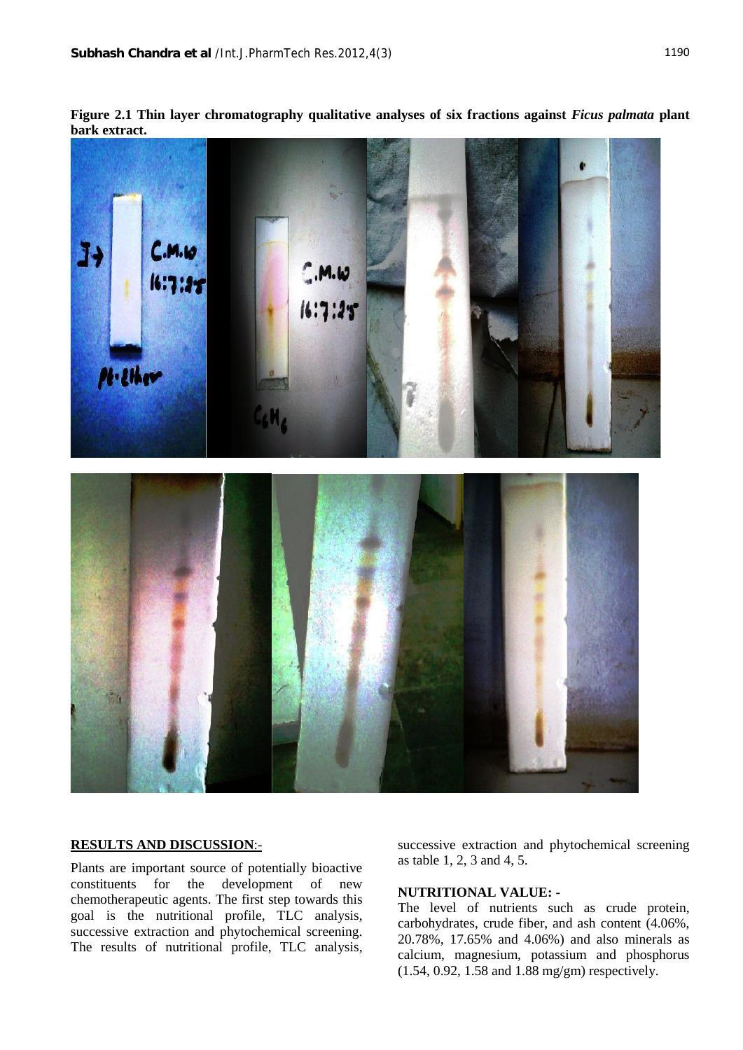**Figure 2.1 Thin layer chromatography qualitative analyses of six fractions against *Ficus palmata* plant bark extract.**

## RESULTS AND DISCUSSION:-

Plants are important source of potentially bioactive constituents for the development of new chemotherapeutic agents. The first step towards this goal is the nutritional profile, TLC analysis, successive extraction and phytochemical screening. The results of nutritional profile, TLC analysis, successive extraction and phytochemical screening as table 1, 2, 3 and 4, 5.

### NUTRITIONAL VALUE: -

The level of nutrients such as crude protein, carbohydrates, crude fiber, and ash content (4.06%, 20.78%, 17.65% and 4.06%) and also minerals as calcium, magnesium, potassium and phosphorus (1.54, 0.92, 1.58 and 1.88 mg/gm) respectively.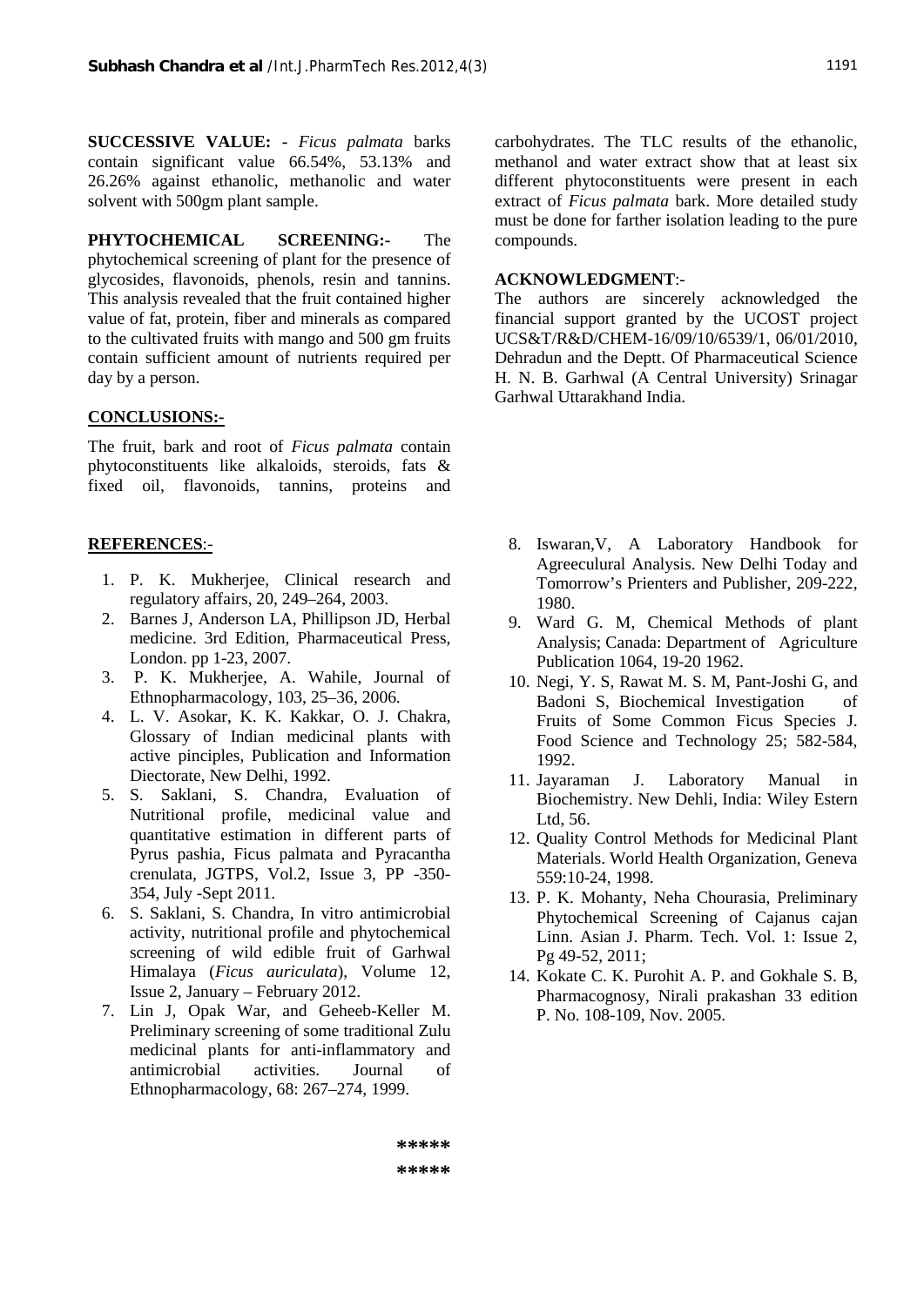**SUCCESSIVE VALUE: -** *Ficus palmata* barks contain significant value 66.54%, 53.13% and 26.26% against ethanolic, methanolic and water solvent with 500gm plant sample.

**PHYTOCHEMICAL SCREENING:-** The phytochemical screening of plant for the presence of glycosides, flavonoids, phenols, resin and tannins. This analysis revealed that the fruit contained higher value of fat, protein, fiber and minerals as compared to the cultivated fruits with mango and 500 gm fruits contain sufficient amount of nutrients required per day by a person.

## CONCLUSIONS:-

The fruit, bark and root of *Ficus palmata* contain phytoconstituents like alkaloids, steroids, fats & fixed oil, flavonoids, tannins, proteins and carbohydrates. The TLC results of the ethanolic, methanol and water extract show that at least six different phytoconstituents were present in each extract of *Ficus palmata* bark. More detailed study must be done for farther isolation leading to the pure compounds.

**ACKNOWLEDGMENT**:-

The authors are sincerely acknowledged the financial support granted by the UCOST project UCS&T/R&D/CHEM-16/09/10/6539/1, 06/01/2010, Dehradun and the Deptt. Of Pharmaceutical Science H. N. B. Garhwal (A Central University) Srinagar Garhwal Uttarakhand India.

## REFERENCES:-

1. P. K. Mukherjee, Clinical research and regulatory affairs, 20, 249–264, 2003.
2. Barnes J, Anderson LA, Phillipson JD, Herbal medicine. 3rd Edition, Pharmaceutical Press, London. pp 1-23, 2007.
3. P. K. Mukherjee, A. Wahile, Journal of Ethnopharmacology, 103, 25–36, 2006.
4. L. V. Asokar, K. K. Kakkar, O. J. Chakra, Glossary of Indian medicinal plants with active pinciples, Publication and Information Diectorate, New Delhi, 1992.
5. S. Saklani, S. Chandra, Evaluation of Nutritional profile, medicinal value and quantitative estimation in different parts of Pyrus pashia, Ficus palmata and Pyracantha crenulata, JGTPS, Vol.2, Issue 3, PP -350-354, July -Sept 2011.
6. S. Saklani, S. Chandra, In vitro antimicrobial activity, nutritional profile and phytochemical screening of wild edible fruit of Garhwal Himalaya (*Ficus auriculata*), Volume 12, Issue 2, January – February 2012.
7. Lin J, Opak War, and Geheeb-Keller M. Preliminary screening of some traditional Zulu medicinal plants for anti-inflammatory and antimicrobial activities. Journal of Ethnopharmacology, 68: 267–274, 1999.
8. Iswaran,V, A Laboratory Handbook for Agreecular Analysis. New Delhi Today and Tomorrow's Prienters and Publisher, 209-222, 1980.
9. Ward G. M, Chemical Methods of plant Analysis; Canada: Department of Agriculture Publication 1064, 19-20 1962.
10. Negi, Y. S, Rawat M. S. M, Pant-Joshi G, and Badoni S, Biochemical Investigation of Fruits of Some Common Ficus Species J. Food Science and Technology 25; 582-584, 1992.
11. Jayaraman J. Laboratory Manual in Biochemistry. New Dehli, India: Wiley Estern Ltd, 56.
12. Quality Control Methods for Medicinal Plant Materials. World Health Organization, Geneva 559:10-24, 1998.
13. P. K. Mohanty, Neha Chourasia, Preliminary Phytochemical Screening of Cajanus cajan Linn. Asian J. Pharm. Tech. Vol. 1: Issue 2, Pg 49-52, 2011;
14. Kokate C. K. Purohit A. P. and Gokhale S. B, Pharmacognosy, Nirali prakashan 33 edition P. No. 108-109, Nov. 2005.

\*\*\*\*\*

\*\*\*\*\*